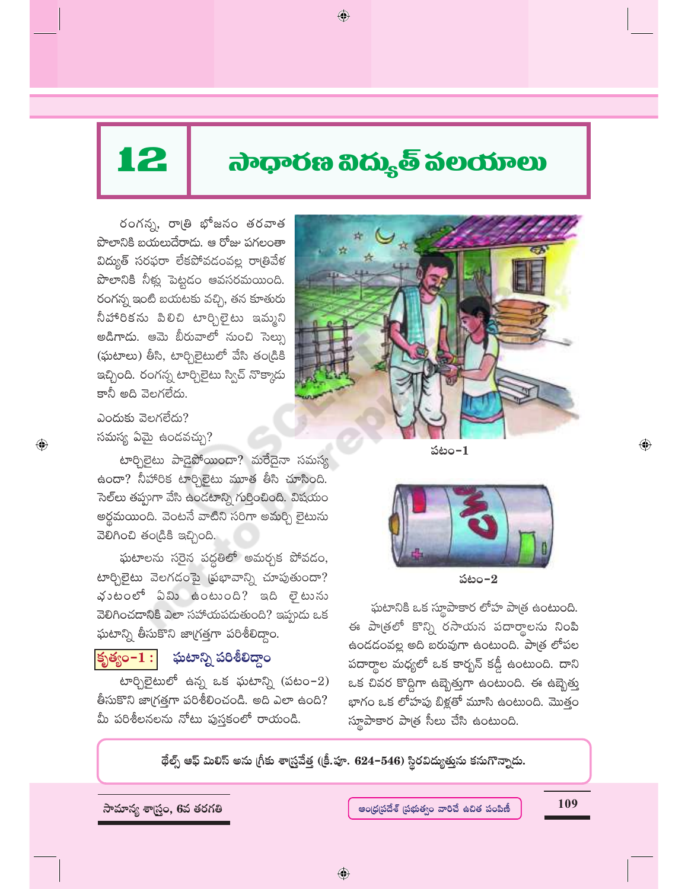# 12 సాధారణ విద్యుత్ వలయాలు

రంగన్న, రాత్రి భోజనం తరవాత పొలానికి బయలుదేరాడు. ఆ రోజు పగలంతా విద్యుత్ సరఫరా లేకపోవడంవల్ల రాత్రివేళ పొలానికి నీళ్లు పెట్టడం అవసరమయింది. రంగన్న ఇంటి బయటకు వచ్చి, తన కూతురు నీహారికను పిలిచి టార్చిలైటు ఇమ్మని అడిగాడు. ఆమె బీరువాలో నుంచి సెల్స్ (ఘటాలు) తీసి, టార్చిలైటులో వేసి తండ్రికి ఇచ్చింది. రంగన్న టార్చిలైటు స్విచ్ నొక్కాడు కానీ అది వెలగలేదు.

ఎందుకు వెలగలేదు?
సమస్య ఏమై ఉండవచ్చు?

పటం-1

టార్చిలైటు పాడైపోయిందా? మరేదైనా సమస్య ఉందా? నీహారిక టార్చిలైటు మూత తీసి చూసింది. సెల్‌లు తప్పుగా వేసి ఉండటాన్ని గుర్తించింది. విషయం అర్థమయింది. వెంటనే వాటిని సరిగా అమర్చి లైటును వెలిగించి తండ్రికి ఇచ్చింది.

ఘటాలను సరైన పద్ధతిలో అమర్చక పోవడం, టార్చిలైటు వెలగడంపై ప్రభావాన్ని చూపుతుందా? ఘటంలో ఏమి ఉంటుంది? ఇది లైటును వెలిగించడానికి ఎలా సహాయపడుతుంది? ఇప్పుడు ఒక ఘటాన్ని తీసుకొని జాగ్రత్తగా పరిశీలిద్దాం.

**కృత్యం-1 : ఘటాన్ని పరిశీలిద్దాం**

టార్చిలైటులో ఉన్న ఒక ఘటాన్ని (పటం-2) తీసుకొని జాగ్రత్తగా పరిశీలించండి. అది ఎలా ఉంది? మీ పరిశీలనలను నోటు పుస్తకంలో రాయండి.

పటం-2

ఘటానికి ఒక స్థూపాకార లోహ పాత్ర ఉంటుంది. ఈ పాత్రలో కొన్ని రసాయన పదార్థాలను నింపి ఉండడంవల్ల అది బరువుగా ఉంటుంది. పాత్ర లోపల పదార్థాల మధ్యలో ఒక కార్బన్ కడ్డీ ఉంటుంది. దాని ఒక చివర కొద్దిగా ఉబ్బెత్తుగా ఉంటుంది. ఈ ఉబ్బెత్తు భాగం ఒక లోహపు బిళ్లతో మూసి ఉంటుంది. మొత్తం స్థూపాకార పాత్ర సీలు చేసి ఉంటుంది.

**థేల్స్ ఆఫ్ మిలిస్ అను గ్రీకు శాస్త్రవేత్త (క్రీ.పూ. 624-546) స్థిరవిద్యుత్తును కనుగొన్నాడు.**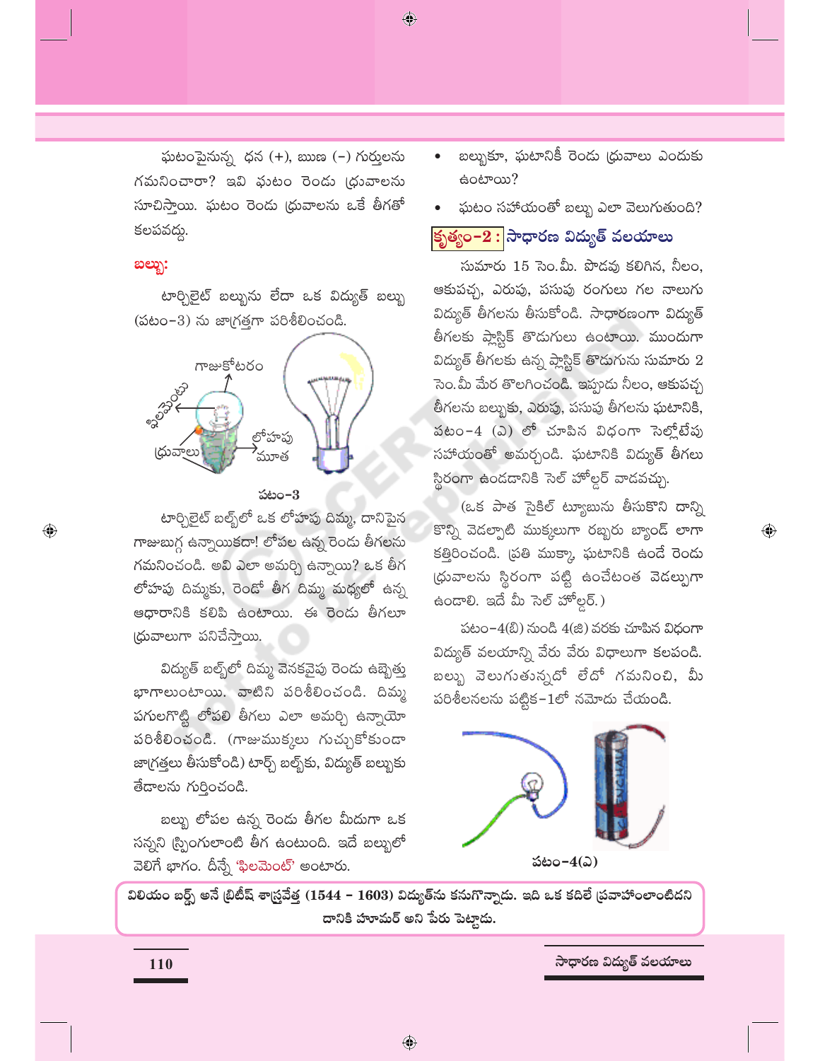ఘటంపైనున్న ధన (+), ఋణ (-) గుర్తులను గమనించారా? ఇవి ఘటం రెండు ధ్రువాలను సూచిస్తాయి. ఘటం రెండు ధ్రువాలను ఒకే తీగతో కలపవద్దు.

**బల్బు:**

టార్చిలైట్ బల్బును లేదా ఒక విద్యుత్ బల్బు (పటం-3) ను జాగ్రత్తగా పరిశీలించండి.

గాజుకోటరం
ఫిలమెంటు
ధ్రువాలు
లోహపు మూత

పటం-3

టార్చిలైట్ బల్బ్‌లో ఒక లోహపు దిమ్మ, దానిపైన గాజుబుగ్గ ఉన్నాయికదా! లోపల ఉన్న రెండు తీగలను గమనించండి. అవి ఎలా అమర్చి ఉన్నాయి? ఒక తీగ లోహపు దిమ్మకు, రెండో తీగ దిమ్మ మధ్యలో ఉన్న ఆధారానికి కలిపి ఉంటాయి. ఈ రెండు తీగలూ ధ్రువాలుగా పనిచేస్తాయి.

విద్యుత్ బల్బ్‌లో దిమ్మ వెనకవైపు రెండు ఉబ్బెత్తు భాగాలుంటాయి. వాటిని పరిశీలించండి. దిమ్మ పగులగొట్టి లోపలి తీగలు ఎలా అమర్చి ఉన్నాయో పరిశీలించండి. (గాజుముక్కలు గుచ్చుకోకుండా జాగ్రత్తలు తీసుకోండి) టార్చ్ బల్బ్‌కు, విద్యుత్ బల్బుకు తేడాలను గుర్తించండి.

బల్బు లోపల ఉన్న రెండు తీగల మీదుగా ఒక సన్నని స్ప్రింగులాంటి తీగ ఉంటుంది. ఇదే బల్బులో వెలిగే భాగం. దీన్నే 'ఫిలమెంట్' అంటారు.

- బల్బుకూ, ఘటానికీ రెండు ధ్రువాలు ఎందుకు ఉంటాయి?
- ఘటం సహాయంతో బల్బు ఎలా వెలుగుతుంది?

## కృత్యం-2 : సాధారణ విద్యుత్ వలయాలు

సుమారు 15 సెం.మీ. పొడవు కలిగిన, నీలం, ఆకుపచ్చ, ఎరుపు, పసుపు రంగులు గల నాలుగు విద్యుత్ తీగలను తీసుకోండి. సాధారణంగా విద్యుత్ తీగలకు ప్లాస్టిక్ తొడుగులు ఉంటాయి. ముందుగా విద్యుత్ తీగలకు ఉన్న ప్లాస్టిక్ తొడుగును సుమారు 2 సెం.మీ మేర తొలగించండి. ఇప్పుడు నీలం, ఆకుపచ్చ తీగలను బల్బుకు, ఎరుపు, పసుపు తీగలను ఘటానికి, పటం-4 (ఎ) లో చూపిన విధంగా సెల్లోటేపు సహాయంతో అమర్చండి. ఘటానికి విద్యుత్ తీగలు స్థిరంగా ఉండడానికి సెల్ హోల్డర్ వాడవచ్చు.

(ఒక పాత సైకిల్ ట్యూబును తీసుకొని దాన్ని కొన్ని వెడల్పాటి ముక్కలుగా రబ్బరు బ్యాండ్ లాగా కత్తిరించండి. ప్రతి ముక్కా ఘటానికి ఉండే రెండు ధ్రువాలను స్థిరంగా పట్టి ఉంచేటంత వెడల్పుగా ఉండాలి. ఇదే మీ సెల్ హోల్డర్.)

పటం-4(బి) నుండి 4(ఇ) వరకు చూపిన విధంగా విద్యుత్ వలయాన్ని వేరు వేరు విధాలుగా కలపండి. బల్బు వెలుగుతున్నదో లేదో గమనించి, మీ పరిశీలనలను పట్టిక-1లో నమోదు చేయండి.

పటం-4(ఎ)

**విలియం గిల్బర్ట్ అనే బ్రిటీష్ శాస్త్రవేత్త (1544 - 1603) విద్యుత్‌ను కనుగొన్నాడు. ఇది ఒక కదిలే ప్రవాహంలాంటిదని దానికి హ్యూమర్ అని పేరు పెట్టాడు.**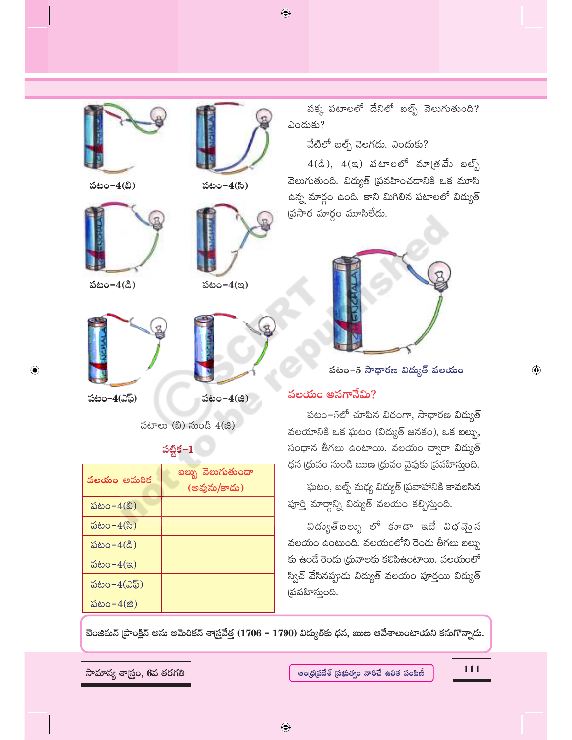పటం–4(బి)

పటం–4(సి)

పటం–4(డి)

పటం–4(ఇ)

పటం–4(ఎఫ్)

పటం–4(జి)

పటాలు (బి) నుండి 4(జి)

**పట్టిక–1**

| వలయం అమరిక | బల్బు వెలుగుతుందా (అవును/కాదు) |
|---|---|
| పటం–4(బి) | |
| పటం–4(సి) | |
| పటం–4(డి) | |
| పటం–4(ఇ) | |
| పటం–4(ఎఫ్) | |
| పటం–4(జి) | |

పక్క పటాలలో దేనిలో బల్బ్ వెలుగుతుంది? ఎందుకు?

వేటిలో బల్బ్ వెలగదు. ఎందుకు?

4(డి), 4(ఇ) పటాలలో మాత్రమే బల్బ్ వెలుగుతుంది. విద్యుత్ ప్రవహించడానికి ఒక మూసి ఉన్న మార్గం ఉంది. కాని మిగిలిన పటాలలో విద్యుత్ ప్రసార మార్గం మూసిలేదు.

పటం–5 సాధారణ విద్యుత్ వలయం

## వలయం అనగానేమి?

పటం–5లో చూపిన విధంగా, సాధారణ విద్యుత్ వలయానికి ఒక ఘటం (విద్యుత్ జనకం), ఒక బల్బు, సంధాన తీగలు ఉంటాయి. వలయం ద్వారా విద్యుత్ ధన ధ్రువం నుండి ఋణ ధ్రువం వైపుకు ప్రవహిస్తుంది.

ఘటం, బల్బ్ మధ్య విద్యుత్ ప్రవాహానికి కావలసిన పూర్తి మార్గాన్ని విద్యుత్ వలయం కల్పిస్తుంది.

విద్యుత్‌బల్బు లో కూడా ఇదే విధమైన వలయం ఉంటుంది. వలయంలోని రెండు తీగలు బల్బు కు ఉండే రెండు ధ్రువాలకు కలిపిఉంటాయి. వలయంలో స్విచ్ వేసినప్పుడు విద్యుత్ వలయం పూర్తయి విద్యుత్ ప్రవహిస్తుంది.

**బెంజిమన్ ఫ్రాంక్లిన్ అను అమెరికన్ శాస్త్రవేత్త (1706 – 1790) విద్యుత్‌కు ధన, ఋణ ఆవేశాలుంటాయని కనుగొన్నాడు.**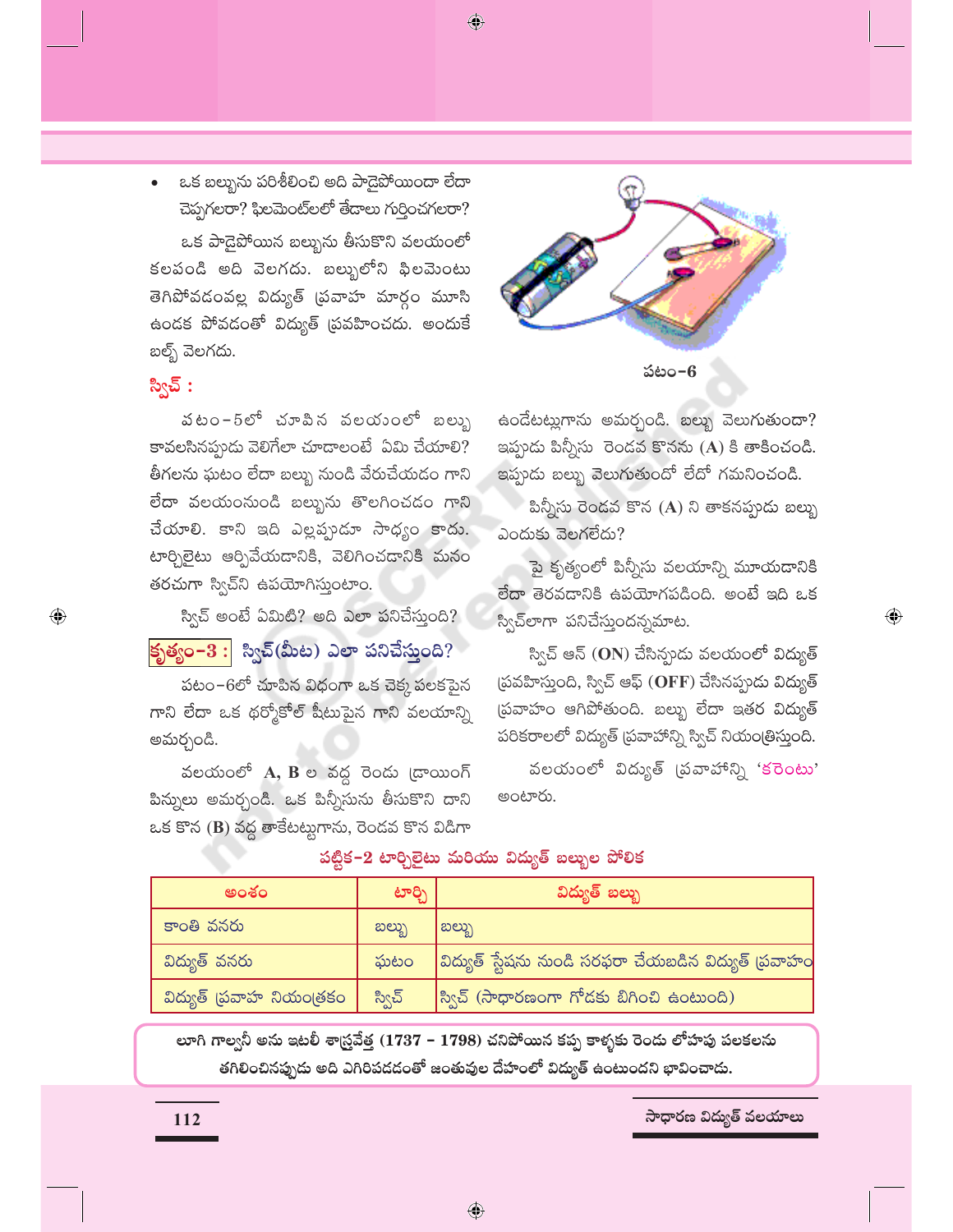- ఒక బల్బును పరిశీలించి అది పాడైపోయిందా లేదా చెప్పగలరా? ఫిలమెంట్‌లలో తేడాలు గుర్తించగలరా?

ఒక పాడైపోయిన బల్బును తీసుకొని వలయంలో కలపండి అది వెలగదు. బల్బులోని ఫిలమెంటు తెగిపోవడంవల్ల విద్యుత్ ప్రవాహ మార్గం మూసి ఉండక పోవడంతో విద్యుత్ ప్రవహించదు. అందుకే బల్బ్ వెలగదు.

## స్విచ్ :

పటం-5లో చూపిన వలయంలో బల్బు కావలసినప్పుడు వెలిగేలా చూడాలంటే ఏమి చేయాలి? తీగలను ఘటం లేదా బల్బు నుండి వేరుచేయడం గాని లేదా వలయంనుండి బల్బును తొలగించడం గాని చేయాలి. కాని ఇది ఎల్లప్పుడూ సాధ్యం కాదు. టార్చిలైటు ఆర్పివేయడానికి, వెలిగించడానికి మనం తరచుగా స్విచ్‌ని ఉపయోగిస్తుంటాం.

స్విచ్ అంటే ఏమిటి? అది ఎలా పనిచేస్తుంది?

### కృత్యం-3 : స్విచ్(మీట) ఎలా పనిచేస్తుంది?

పటం-6లో చూపిన విధంగా ఒక చెక్క పలకపైన గాని లేదా ఒక థర్మోకోల్ షీటుపైన గాని వలయాన్ని అమర్చండి.

వలయంలో **A, B** ల వద్ద రెండు డ్రాయింగ్ పిన్నులు అమర్చండి. ఒక పిన్నీసును తీసుకొని దాని ఒక కొన (**B**) వద్ద తాకేటట్లుగాను, రెండవ కొన విడిగా ఉండేటట్లుగాను అమర్చండి. బల్బు వెలుగుతుందా? ఇప్పుడు పిన్నీసు రెండవ కొనను (**A**) కి తాకించండి. ఇప్పుడు బల్బు వెలుగుతుందో లేదో గమనించండి.

పటం-6

పిన్నీసు రెండవ కొన (**A**) ని తాకనప్పుడు బల్బు ఎందుకు వెలగలేదు?

పై కృత్యంలో పిన్నీసు వలయాన్ని మూయడానికి లేదా తెరవడానికి ఉపయోగపడింది. అంటే ఇది ఒక స్విచ్‌లాగా పనిచేస్తుందన్నమాట.

స్విచ్ ఆన్ (**ON**) చేసినప్పుడు వలయంలో విద్యుత్ ప్రవహిస్తుంది, స్విచ్ ఆఫ్ (**OFF**) చేసినప్పుడు విద్యుత్ ప్రవాహం ఆగిపోతుంది. బల్బు లేదా ఇతర విద్యుత్ పరికరాలలో విద్యుత్ ప్రవాహాన్ని స్విచ్ నియంత్రిస్తుంది.

వలయంలో విద్యుత్ ప్రవాహాన్ని 'కరెంటు' అంటారు.

**పట్టిక-2 టార్చిలైటు మరియు విద్యుత్ బల్బుల పోలిక**

| అంశం | టార్చి | విద్యుత్ బల్బు |
|---|---|---|
| కాంతి వనరు | బల్బు | బల్బు |
| విద్యుత్ వనరు | ఘటం | విద్యుత్ స్టేషను నుండి సరఫరా చేయబడిన విద్యుత్ ప్రవాహం |
| విద్యుత్ ప్రవాహ నియంత్రకం | స్విచ్ | స్విచ్ (సాధారణంగా గోడకు బిగించి ఉంటుంది) |

**లూగి గాల్వనీ అను ఇటలీ శాస్త్రవేత్త (1737 – 1798) చనిపోయిన కప్ప కాళ్ళకు రెండు లోహపు పలకలను తగిలించినప్పుడు అది ఎగిరిపడడంతో జంతువుల దేహంలో విద్యుత్ ఉంటుందని భావించాడు.**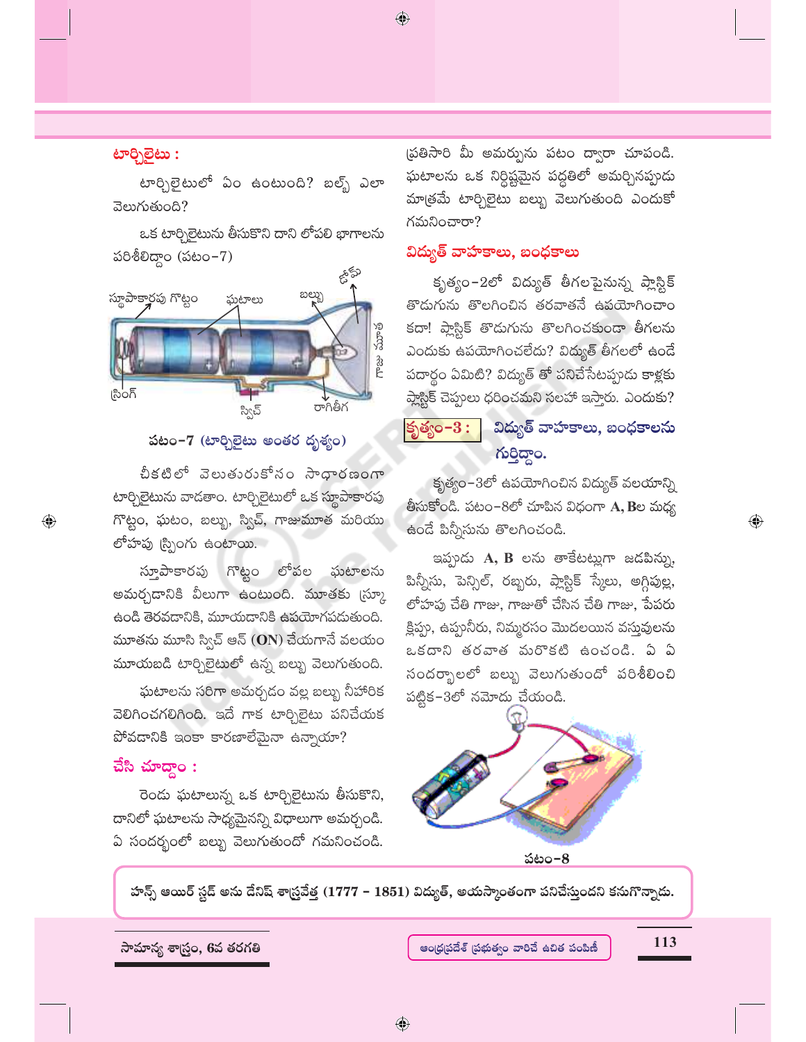### టార్చిలైటు :

టార్చిలైటులో ఏం ఉంటుంది? బల్బ్ ఎలా వెలుగుతుంది?

ఒక టార్చిలైటును తీసుకొని దాని లోపలి భాగాలను పరిశీలిద్దాం (పటం–7)

స్థూపాకారపు గొట్టం, ఘటాలు, బల్బు, జ్వాల, గాజు మూత, స్ప్రింగ్, స్విచ్, రాగితీగ

**పటం–7 (టార్చిలైటు అంతర దృశ్యం)**

చీకటిలో వెలుతురుకోసం సాధారణంగా టార్చిలైటును వాడతాం. టార్చిలైటులో ఒక స్థూపాకారపు గొట్టం, ఘటం, బల్బు, స్విచ్, గాజుమూత మరియు లోహపు స్ప్రింగు ఉంటాయి.

స్తూపాకారపు గొట్టం లోపల ఘటాలను అమర్చడానికి వీలుగా ఉంటుంది. మూతకు స్క్రూ ఉండి తెరవడానికి, మూయడానికి ఉపయోగపడుతుంది. మూతను మూసి స్విచ్ ఆన్ (ON) చేయగానే వలయం మూయబడి టార్చిలైటులో ఉన్న బల్బు వెలుగుతుంది.

ఘటాలను సరిగా అమర్చడం వల్ల బల్బు నీహారిక వెలిగించగలిగింది. ఇదే గాక టార్చిలైటు పనిచేయక పోవడానికి ఇంకా కారణాలేమైనా ఉన్నాయా?

### చేసి చూద్దాం :

రెండు ఘటాలున్న ఒక టార్చిలైటును తీసుకొని, దానిలో ఘటాలను సాధ్యమైనన్ని విధాలుగా అమర్చండి. ఏ సందర్భంలో బల్బు వెలుగుతుందో గమనించండి. ప్రతిసారి మీ అమర్పును పటం ద్వారా చూపండి. ఘటాలను ఒక నిర్దిష్టమైన పద్ధతిలో అమర్చినప్పుడు మాత్రమే టార్చిలైటు బల్బు వెలుగుతుంది ఎందుకో గమనించారా?

## విద్యుత్ వాహకాలు, బంధకాలు

కృత్యం–2లో విద్యుత్ తీగలపైనున్న ప్లాస్టిక్ తొడుగును తొలగించిన తరవాతనే ఉపయోగించాం కదా! ప్లాస్టిక్ తొడుగును తొలగించకుండా తీగలను ఎందుకు ఉపయోగించలేదు? విద్యుత్ తీగలలో ఉండే పదార్థం ఏమిటి? విద్యుత్ తో పనిచేసేటప్పుడు కాళ్లకు ప్లాస్టిక్ చెప్పులు ధరించమని సలహా ఇస్తారు. ఎందుకు?

### కృత్యం–3 : విద్యుత్ వాహకాలు, బంధకాలను గుర్తిద్దాం.

కృత్యం–3లో ఉపయోగించిన విద్యుత్ వలయాన్ని తీసుకోండి. పటం–8లో చూపిన విధంగా **A, B**ల మధ్య ఉండే పిన్నీసును తొలగించండి.

ఇప్పుడు **A, B** లను తాకేటట్లుగా జడపిన్ను, పిన్నీసు, పెన్సిల్, రబ్బరు, ప్లాస్టిక్ స్కేలు, అగ్గిపుల్ల, లోహపు చేతి గాజు, గాజుతో చేసిన చేతి గాజు, పేపరు క్లిప్పు, ఉప్పునీరు, నిమ్మరసం మొదలయిన వస్తువులను ఒకదాని తరవాత మరొకటి ఉంచండి. ఏ ఏ సందర్భాలలో బల్బు వెలుగుతుందో పరిశీలించి పట్టిక–3లో నమోదు చేయండి.

**పటం–8**

**హన్స్ ఆయిర్ స్టడ్ అను డేనిష్ శాస్త్రవేత్త (1777 – 1851) విద్యుత్, అయస్కాంతంగా పనిచేస్తుందని కనుగొన్నాడు.**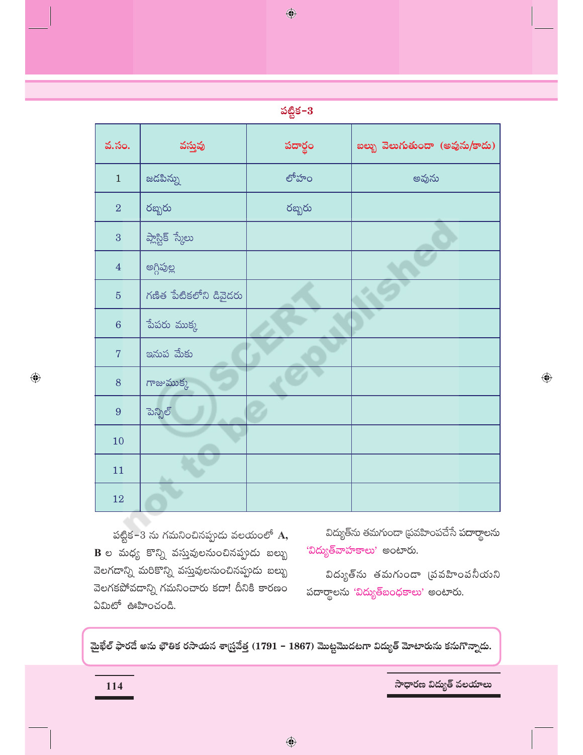పట్టిక-3

| వ.సం. | వస్తువు | పదార్థం | బల్బు వెలుగుతుందా (అవును/కాదు) |
|---|---|---|---|
| 1 | జడపిన్ను | లోహం | అవును |
| 2 | రబ్బరు | రబ్బరు | |
| 3 | ప్లాస్టిక్ స్కేలు | | |
| 4 | అగ్గిపుల్ల | | |
| 5 | గణిత పేటికలోని డివైడరు | | |
| 6 | పేపరు ముక్క | | |
| 7 | ఇనుప మేకు | | |
| 8 | గాజుముక్క | | |
| 9 | పెన్సిల్ | | |
| 10 | | | |
| 11 | | | |
| 12 | | | |

పట్టిక-3 ను గమనించినప్పుడు వలయంలో **A, B** ల మధ్య కొన్ని వస్తువులనుంచినప్పుడు బల్బు వెలగడాన్ని మరికొన్ని వస్తువులనుంచినప్పుడు బల్బు వెలగకపోవడాన్ని గమనించారు కదా! దీనికి కారణం ఏమిటో ఊహించండి.

విద్యుత్‌ను తమగుండా ప్రవహింపచేసే పదార్థాలను 'విద్యుత్‌వాహకాలు' అంటారు.

విద్యుత్‌ను తమగుండా ప్రవహింపనీయని పదార్థాలను 'విద్యుత్‌బంధకాలు' అంటారు.

**మైఖేల్ ఫారడే అను భౌతిక రసాయన శాస్త్రవేత్త (1791 – 1867) మొట్టమొదటగా విద్యుత్ మోటారును కనుగొన్నాడు.**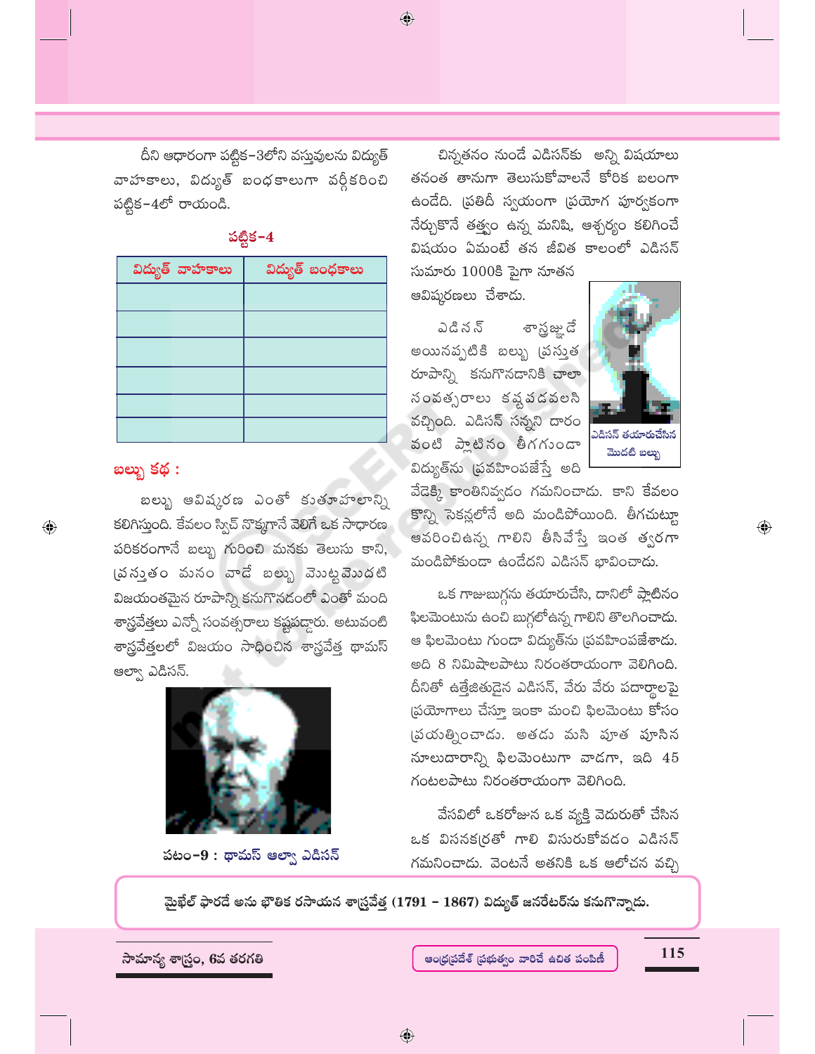దీని ఆధారంగా పట్టిక–3లోని వస్తువులను విద్యుత్ వాహకాలు, విద్యుత్ బంధకాలుగా వర్గీకరించి పట్టిక–4లో రాయండి.

**పట్టిక–4**

| విద్యుత్ వాహకాలు | విద్యుత్ బంధకాలు |
|---|---|
| | |
| | |
| | |
| | |
| | |
| | |

## బల్బు కథ :

బల్బు ఆవిష్కరణ ఎంతో కుతూహలాన్ని కలిగిస్తుంది. కేవలం స్విచ్ నొక్కగానే వెలిగే ఒక సాధారణ పరికరంగానే బల్బు గురించి మనకు తెలుసు కాని, ప్రస్తుతం మనం వాడే బల్బు మొట్టమొదటి విజయంతమైన రూపాన్ని కనుగొనడంలో ఎంతో మంది శాస్త్రవేత్తలు ఎన్నో సంవత్సరాలు కష్టపడ్డారు. అటువంటి శాస్త్రవేత్తలలో విజయం సాధించిన శాస్త్రవేత్త థామస్ ఆల్వా ఎడిసన్.

పటం–9 : థామస్ ఆల్వా ఎడిసన్

చిన్నతనం నుండే ఎడిసన్‌కు అన్ని విషయాలు తనంత తానుగా తెలుసుకోవాలనే కోరిక బలంగా ఉండేది. ప్రతిదీ స్వయంగా ప్రయోగ పూర్వకంగా నేర్చుకొనే తత్వం ఉన్న మనిషి, ఆశ్చర్యం కలిగించే విషయం ఏమంటే తన జీవిత కాలంలో ఎడిసన్ సుమారు 1000కి పైగా నూతన ఆవిష్కరణలు చేశాడు.

ఎడిసన్ తయారుచేసిన మొదటి బల్బు

ఎడిసన్ శాస్త్రజ్ఞుడే అయినప్పటికి బల్బు ప్రస్తుత రూపాన్ని కనుగొనడానికి చాలా సంవత్సరాలు కష్టపడవలసి వచ్చింది. ఎడిసన్ సన్నని దారం వంటి ప్లాటినం తీగగుండా విద్యుత్‌ను ప్రవహింపజేస్తే అది వేడెక్కి కాంతినివ్వడం గమనించాడు. కాని కేవలం కొన్ని సెకన్లలోనే అది మండిపోయింది. తీగచుట్టూ ఆవరించిఉన్న గాలిని తీసివేస్తే ఇంత త్వరగా మండిపోకుండా ఉండేదని ఎడిసన్ భావించాడు.

ఒక గాజుబుగ్గను తయారుచేసి, దానిలో ప్లాటినం ఫిలమెంటును ఉంచి బుగ్గలోఉన్న గాలిని తొలగించాడు. ఆ ఫిలమెంటు గుండా విద్యుత్‌ను ప్రవహింపజేశాడు. అది 8 నిమిషాలపాటు నిరంతరాయంగా వెలిగింది. దీనితో ఉత్తేజితుడైన ఎడిసన్, వేరు వేరు పదార్థాలపై ప్రయోగాలు చేస్తూ ఇంకా మంచి ఫిలమెంటు కోసం ప్రయత్నించాడు. అతడు మసి పూత పూసిన నూలుదారాన్ని ఫిలమెంటుగా వాడగా, ఇది 45 గంటలపాటు నిరంతరాయంగా వెలిగింది.

వేసవిలో ఒకరోజున ఒక వ్యక్తి వెదురుతో చేసిన ఒక విసనకర్రతో గాలి విసురుకోవడం ఎడిసన్ గమనించాడు. వెంటనే అతనికి ఒక ఆలోచన వచ్చి

**మైఖేల్ ఫారడే అను భౌతిక రసాయన శాస్త్రవేత్త (1791 – 1867) విద్యుత్ జనరేటర్‌ను కనుగొన్నాడు.**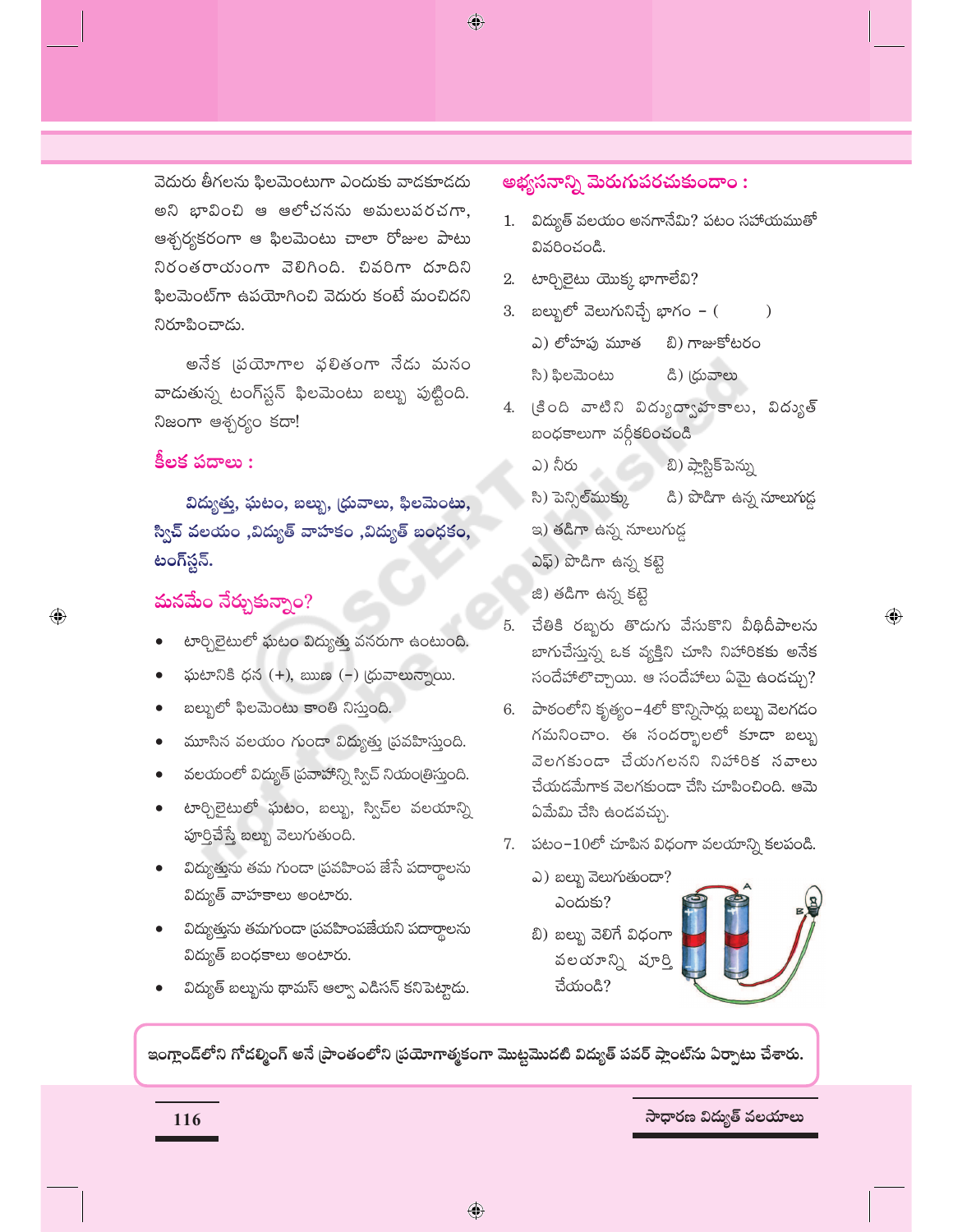వెదురు తీగలను ఫిలమెంటుగా ఎందుకు వాడకూడదు అని భావించి ఆ ఆలోచనను అమలుపరచగా, ఆశ్చర్యకరంగా ఆ ఫిలమెంటు చాలా రోజుల పాటు నిరంతరాయంగా వెలిగింది. చివరిగా దూదిని ఫిలమెంట్‌గా ఉపయోగించి వెదురు కంటే మంచిదని నిరూపించాడు.

అనేక ప్రయోగాల ఫలితంగా నేడు మనం వాడుతున్న టంగ్‌స్టన్ ఫిలమెంటు బల్బు పుట్టింది. నిజంగా ఆశ్చర్యం కదా!

## కీలక పదాలు :

**విద్యుత్తు, ఘటం, బల్బు, ధ్రువాలు, ఫిలమెంటు, స్విచ్ వలయం ,విద్యుత్ వాహకం ,విద్యుత్ బంధకం, టంగ్‌స్టన్.**

## మనమేం నేర్చుకున్నాం?

- టార్చిలైటులో ఘటం విద్యుత్తు వనరుగా ఉంటుంది.
- ఘటానికి ధన (+), ఋణ (–) ధ్రువాలున్నాయి.
- బల్బులో ఫిలమెంటు కాంతి నిస్తుంది.
- మూసిన వలయం గుండా విద్యుత్తు ప్రవహిస్తుంది.
- వలయంలో విద్యుత్ ప్రవాహాన్ని స్విచ్ నియంత్రిస్తుంది.
- టార్చిలైటులో ఘటం, బల్బు, స్విచ్‌ల వలయాన్ని పూర్తిచేస్తే బల్బు వెలుగుతుంది.
- విద్యుత్తును తమ గుండా ప్రవహింప జేసే పదార్థాలను విద్యుత్ వాహకాలు అంటారు.
- విద్యుత్తును తమగుండా ప్రవహింపజేయని పదార్థాలను విద్యుత్ బంధకాలు అంటారు.
- విద్యుత్ బల్బును థామస్ ఆల్వా ఎడిసన్ కనిపెట్టాడు.

## అభ్యసనాన్ని మెరుగుపరచుకుందాం :

1. విద్యుత్ వలయం అనగానేమి? పటం సహాయముతో వివరించండి.
2. టార్చిలైటు యొక్క భాగాలేవి?
3. బల్బులో వెలుగునిచ్చే భాగం – (      )
   ఎ) లోహపు మూత    బి) గాజుకోటరం
   సి) ఫిలమెంటు    డి) ధ్రువాలు
4. క్రింది వాటిని విద్యుద్వాహకాలు, విద్యుత్ బంధకాలుగా వర్గీకరించండి
   ఎ) నీరు    బి) ప్లాస్టిక్‌పెన్ను
   సి) పెన్సిల్‌ముక్క    డి) పొడిగా ఉన్న నూలుగుడ్డ
   ఇ) తడిగా ఉన్న నూలుగుడ్డ
   ఎఫ్) పొడిగా ఉన్న కట్టె
   జి) తడిగా ఉన్న కట్టె
5. చేతికి రబ్బరు తొడుగు వేసుకొని వీధిదీపాలను బాగుచేస్తున్న ఒక వ్యక్తిని చూసి నిహారికకు అనేక సందేహాలొచ్చాయి. ఆ సందేహాలు ఏమై ఉండచ్చు?
6. పాఠంలోని కృత్యం–4లో కొన్నిసార్లు బల్బు వెలగడం గమనించాం. ఈ సందర్భాలలో కూడా బల్బు వెలగకుండా చేయగలనని నిహారిక సవాలు చేయడమేగాక వెలగకుండా చేసి చూపించింది. ఆమె ఏమేమి చేసి ఉండవచ్చు.
7. పటం–10లో చూపిన విధంగా వలయాన్ని కలపండి.
   ఎ) బల్బు వెలుగుతుందా? ఎందుకు?
   బి) బల్బు వెలిగే విధంగా వలయాన్ని పూర్తి చేయండి?

ఇంగ్లాండ్‌లోని గోడల్మింగ్ అనే ప్రాంతంలోని ప్రయోగాత్మకంగా మొట్టమొదటి విద్యుత్ పవర్ ప్లాంట్‌ను ఏర్పాటు చేశారు.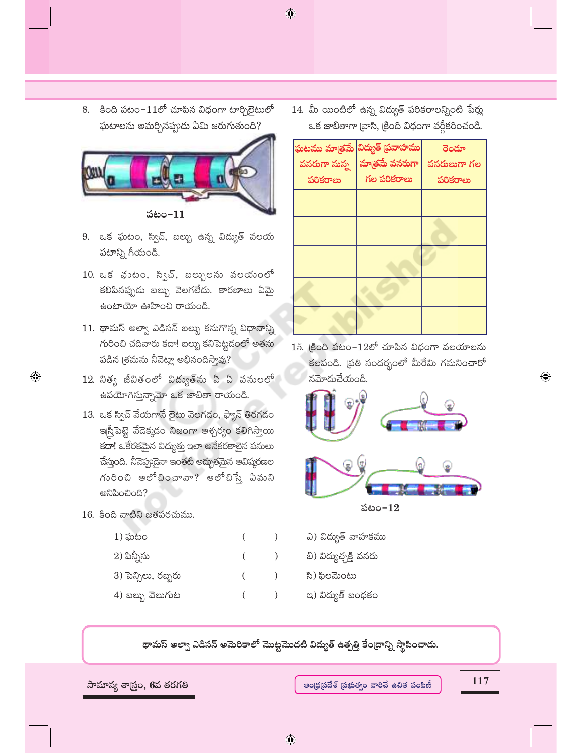8. కింది పటం-11లో చూపిన విధంగా టార్చిలైటులో ఘటాలను అమర్చినప్పుడు ఏమి జరుగుతుంది?

పటం-11

9. ఒక ఘటం, స్విచ్, బల్బు ఉన్న విద్యుత్ వలయ పటాన్ని గీయండి.

10. ఒక ఘటం, స్విచ్, బల్బులను వలయంలో కలిపినప్పుడు బల్బు వెలగలేదు. కారణాలు ఏమై ఉంటాయో ఊహించి రాయండి.

11. థామస్ అల్వా ఎడిసన్ బల్బు కనుగొన్న విధానాన్ని గురించి చదివారు కదా! బల్బు కనిపెట్టడంలో అతను పడిన శ్రమను నీవెట్లా అభినందిస్తావు?

12. నిత్య జీవితంలో విద్యుత్‌ను ఏ ఏ పనులలో ఉపయోగిస్తున్నామో ఒక జాబితా రాయండి.

13. ఒక స్విచ్ వేయగానే లైటు వెలగడం, ఫ్యాన్ తిరగడం ఇస్త్రీపెట్టె వేడెక్కడం నిజంగా ఆశ్చర్యం కలిగిస్తాయి కదా! ఒకేరకమైన విద్యుత్తు ఇలా అనేకరకాలైన పనులు చేస్తుంది. నీవెప్పుడైనా ఇంతటి అద్భుతమైన ఆవిష్కరణల గురించి ఆలోచించావా? ఆలోచిస్తే ఏమని అనిపించింది?

14. మీ యింటిలో ఉన్న విద్యుత్ పరికరాలన్నింటి పేర్లు ఒక జాబితాగా వ్రాసి, క్రింది విధంగా వర్గీకరించండి.

| ఘటము మాత్రమే వనరుగా నున్న పరికరాలు | విద్యుత్ ప్రవాహము మాత్రమే వనరుగా గల పరికరాలు | రెండూ వనరులుగా గల పరికరాలు |
|---|---|---|
| | | |
| | | |
| | | |
| | | |
| | | |

15. క్రింది పటం-12లో చూపిన విధంగా వలయాలను కలపండి. ప్రతి సందర్భంలో మీరేమి గమనించారో నమోదుచేయండి.

పటం-12

16. కింది వాటిని జతపరచుము.

| | | |
|---|---|---|
| 1) ఘటం | ( ) | ఎ) విద్యుత్ వాహకము |
| 2) పిన్నీసు | ( ) | బి) విద్యుచ్ఛక్తి వనరు |
| 3) పెన్సిలు, రబ్బరు | ( ) | సి) ఫిలమెంటు |
| 4) బల్బు వెలుగుట | ( ) | ఇ) విద్యుత్ బంధకం |

థామస్ అల్వా ఎడిసన్ అమెరికాలో మొట్టమొదటి విద్యుత్ ఉత్పత్తి కేంద్రాన్ని స్థాపించాడు.